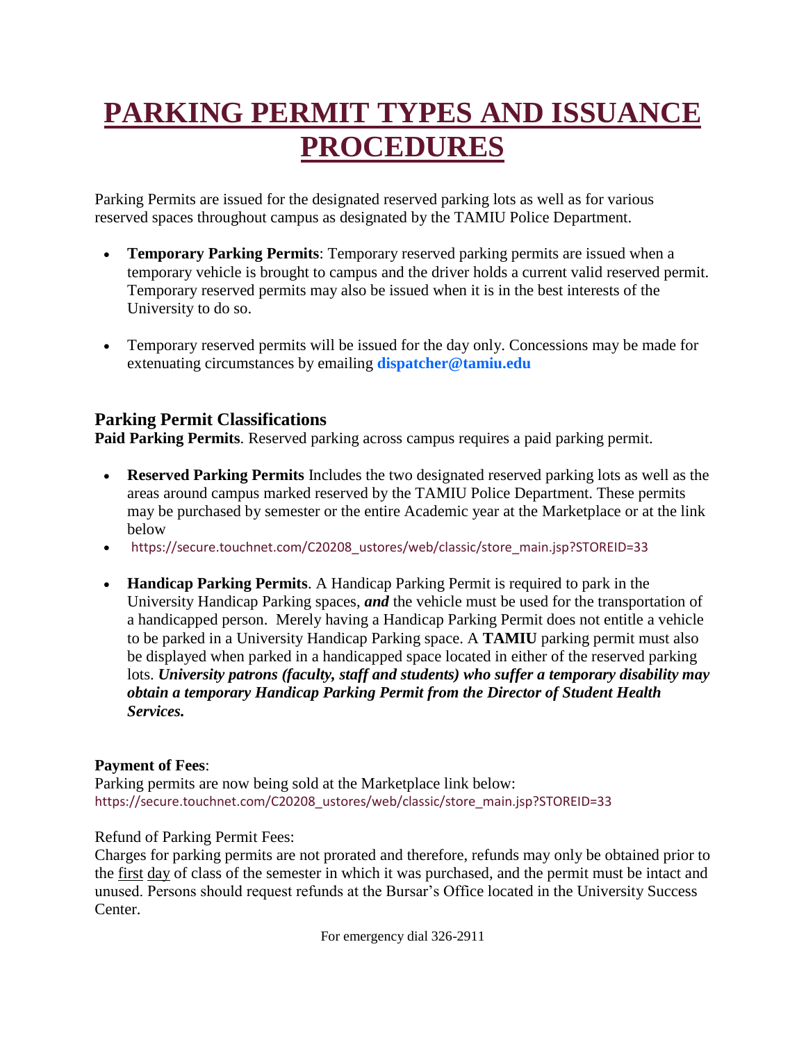# PARKING PERMIT TYPES AND ISSUANCE PROCEDURES

Parking Permits are issued for the designated reserved parking lots as well as for various reserved spaces throughout campus as designated by the TAMIU Police Department.

- **Temporary Parking Permits**: Temporary reserved parking permits are issued when a temporary vehicle is brought to campus and the driver holds a current valid reserved permit. Temporary reserved permits may also be issued when it is in the best interests of the University to do so.

- Temporary reserved permits will be issued for the day only. Concessions may be made for extenuating circumstances by emailing **dispatcher@tamiu.edu**

## Parking Permit Classifications

**Paid Parking Permits**. Reserved parking across campus requires a paid parking permit.

- **Reserved Parking Permits** Includes the two designated reserved parking lots as well as the areas around campus marked reserved by the TAMIU Police Department. These permits may be purchased by semester or the entire Academic year at the Marketplace or at the link below
- https://secure.touchnet.com/C20208_ustores/web/classic/store_main.jsp?STOREID=33

- **Handicap Parking Permits**. A Handicap Parking Permit is required to park in the University Handicap Parking spaces, ***and*** the vehicle must be used for the transportation of a handicapped person. Merely having a Handicap Parking Permit does not entitle a vehicle to be parked in a University Handicap Parking space. A **TAMIU** parking permit must also be displayed when parked in a handicapped space located in either of the reserved parking lots. ***University patrons (faculty, staff and students) who suffer a temporary disability may obtain a temporary Handicap Parking Permit from the Director of Student Health Services.***

**Payment of Fees**:
Parking permits are now being sold at the Marketplace link below:
https://secure.touchnet.com/C20208_ustores/web/classic/store_main.jsp?STOREID=33

Refund of Parking Permit Fees:
Charges for parking permits are not prorated and therefore, refunds may only be obtained prior to the first day of class of the semester in which it was purchased, and the permit must be intact and unused. Persons should request refunds at the Bursar's Office located in the University Success Center.

For emergency dial 326-2911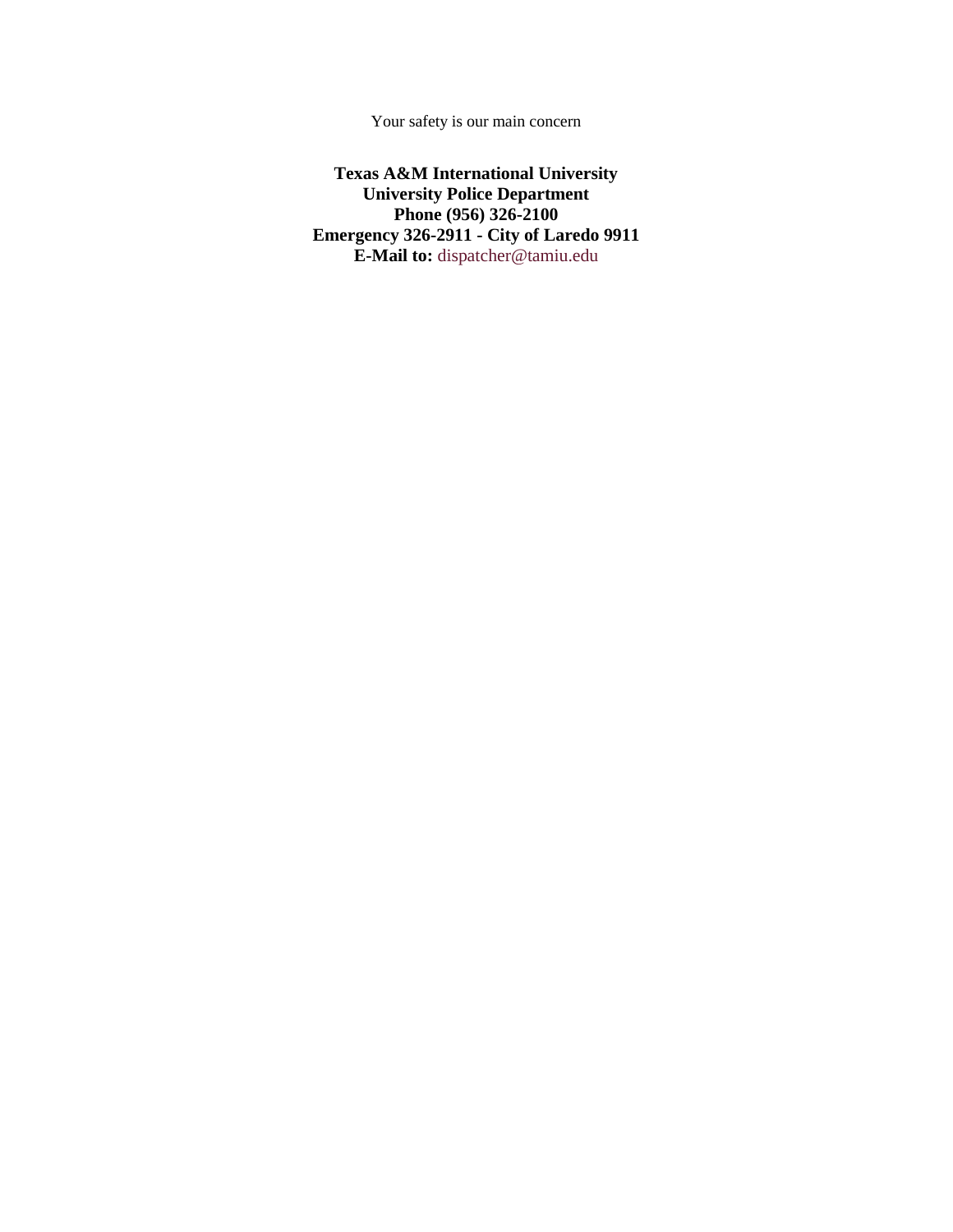Your safety is our main concern

**Texas A&M International University**
**University Police Department**
**Phone (956) 326-2100**
**Emergency 326-2911 - City of Laredo 9911**
**E-Mail to:** dispatcher@tamiu.edu